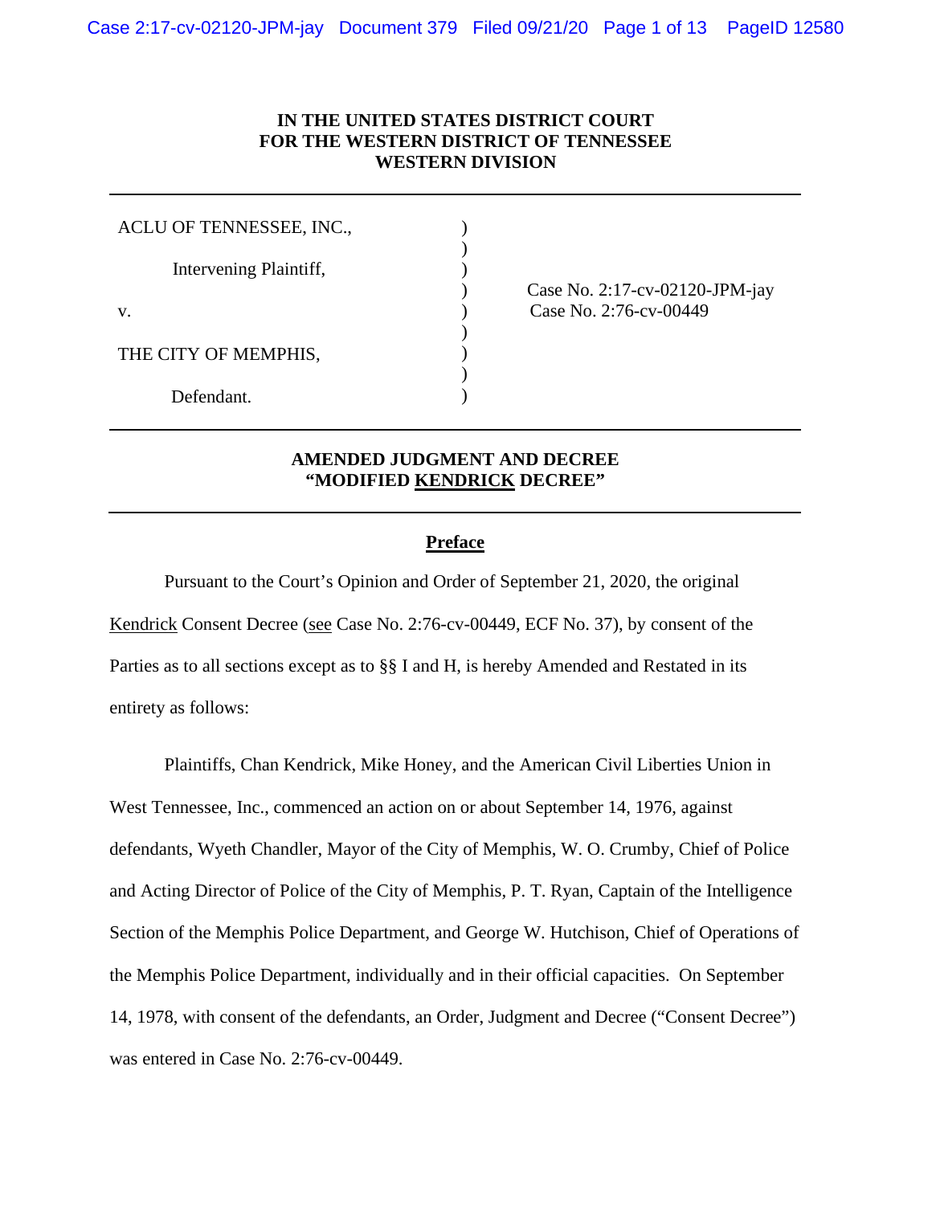**IN THE UNITED STATES DISTRICT COURT**
**FOR THE WESTERN DISTRICT OF TENNESSEE**
**WESTERN DIVISION**

---

| | | |
|---|---|---|
| ACLU OF TENNESSEE, INC., | ) | |
| | ) | |
| Intervening Plaintiff, | ) | |
| | ) | Case No. 2:17-cv-02120-JPM-jay |
| v. | ) | Case No. 2:76-cv-00449 |
| | ) | |
| THE CITY OF MEMPHIS, | ) | |
| | ) | |
| Defendant. | ) | |

---

**AMENDED JUDGMENT AND DECREE**
**"MODIFIED KENDRICK DECREE"**

---

## Preface

Pursuant to the Court's Opinion and Order of September 21, 2020, the original Kendrick Consent Decree (see Case No. 2:76-cv-00449, ECF No. 37), by consent of the Parties as to all sections except as to §§ I and H, is hereby Amended and Restated in its entirety as follows:

Plaintiffs, Chan Kendrick, Mike Honey, and the American Civil Liberties Union in West Tennessee, Inc., commenced an action on or about September 14, 1976, against defendants, Wyeth Chandler, Mayor of the City of Memphis, W. O. Crumby, Chief of Police and Acting Director of Police of the City of Memphis, P. T. Ryan, Captain of the Intelligence Section of the Memphis Police Department, and George W. Hutchison, Chief of Operations of the Memphis Police Department, individually and in their official capacities. On September 14, 1978, with consent of the defendants, an Order, Judgment and Decree ("Consent Decree") was entered in Case No. 2:76-cv-00449.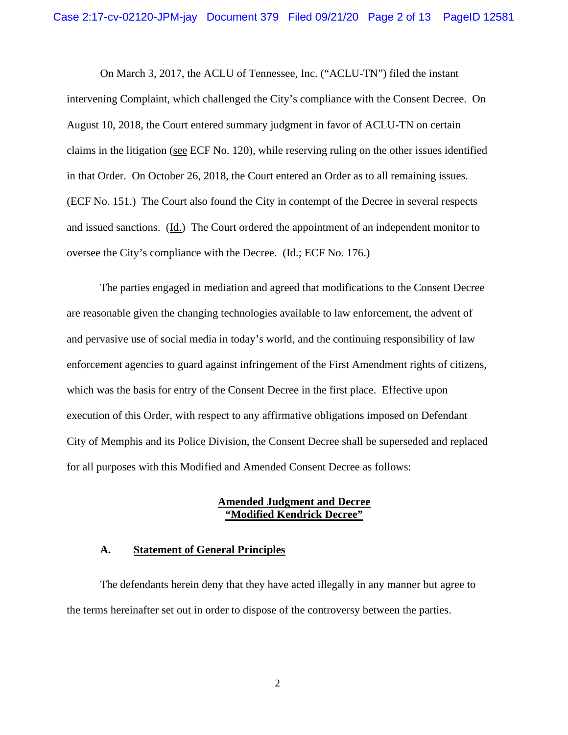On March 3, 2017, the ACLU of Tennessee, Inc. ("ACLU-TN") filed the instant intervening Complaint, which challenged the City's compliance with the Consent Decree. On August 10, 2018, the Court entered summary judgment in favor of ACLU-TN on certain claims in the litigation (see ECF No. 120), while reserving ruling on the other issues identified in that Order. On October 26, 2018, the Court entered an Order as to all remaining issues. (ECF No. 151.) The Court also found the City in contempt of the Decree in several respects and issued sanctions. (Id.) The Court ordered the appointment of an independent monitor to oversee the City's compliance with the Decree. (Id.; ECF No. 176.)

The parties engaged in mediation and agreed that modifications to the Consent Decree are reasonable given the changing technologies available to law enforcement, the advent of and pervasive use of social media in today's world, and the continuing responsibility of law enforcement agencies to guard against infringement of the First Amendment rights of citizens, which was the basis for entry of the Consent Decree in the first place. Effective upon execution of this Order, with respect to any affirmative obligations imposed on Defendant City of Memphis and its Police Division, the Consent Decree shall be superseded and replaced for all purposes with this Modified and Amended Consent Decree as follows:

## Amended Judgment and Decree
## "Modified Kendrick Decree"

### A. Statement of General Principles

The defendants herein deny that they have acted illegally in any manner but agree to the terms hereinafter set out in order to dispose of the controversy between the parties.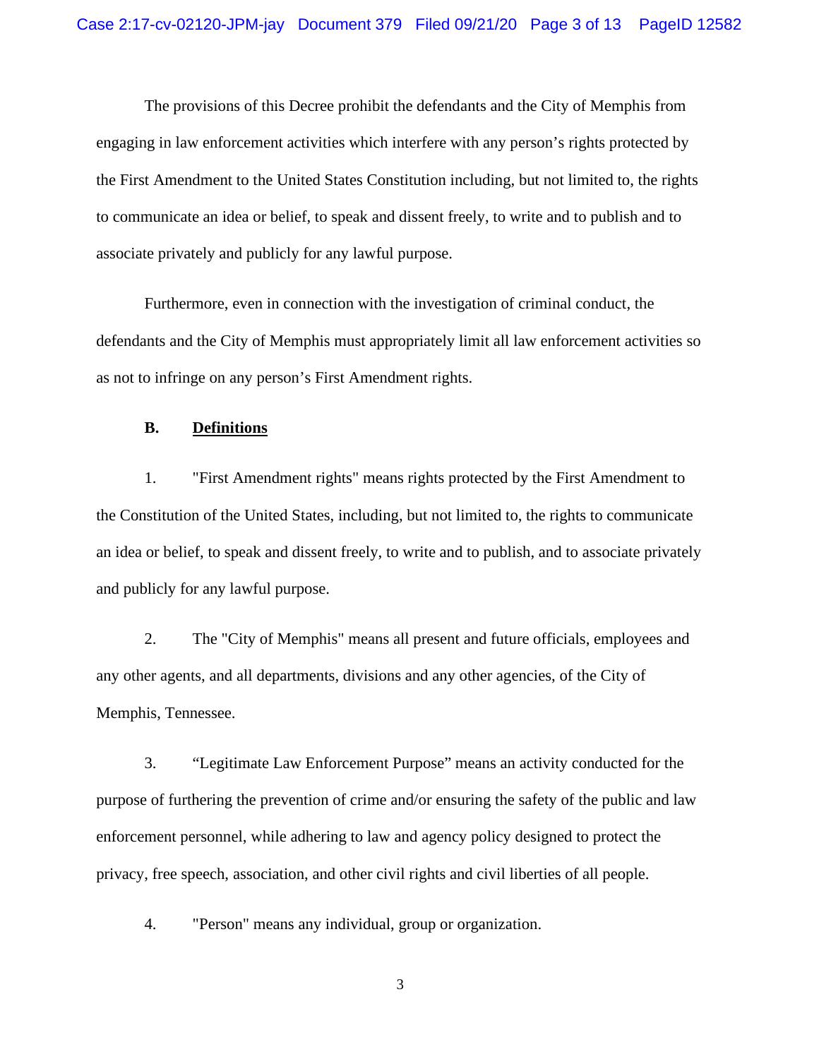The provisions of this Decree prohibit the defendants and the City of Memphis from engaging in law enforcement activities which interfere with any person's rights protected by the First Amendment to the United States Constitution including, but not limited to, the rights to communicate an idea or belief, to speak and dissent freely, to write and to publish and to associate privately and publicly for any lawful purpose.

Furthermore, even in connection with the investigation of criminal conduct, the defendants and the City of Memphis must appropriately limit all law enforcement activities so as not to infringe on any person's First Amendment rights.

### B. Definitions

1. "First Amendment rights" means rights protected by the First Amendment to the Constitution of the United States, including, but not limited to, the rights to communicate an idea or belief, to speak and dissent freely, to write and to publish, and to associate privately and publicly for any lawful purpose.

2. The "City of Memphis" means all present and future officials, employees and any other agents, and all departments, divisions and any other agencies, of the City of Memphis, Tennessee.

3. "Legitimate Law Enforcement Purpose" means an activity conducted for the purpose of furthering the prevention of crime and/or ensuring the safety of the public and law enforcement personnel, while adhering to law and agency policy designed to protect the privacy, free speech, association, and other civil rights and civil liberties of all people.

4. "Person" means any individual, group or organization.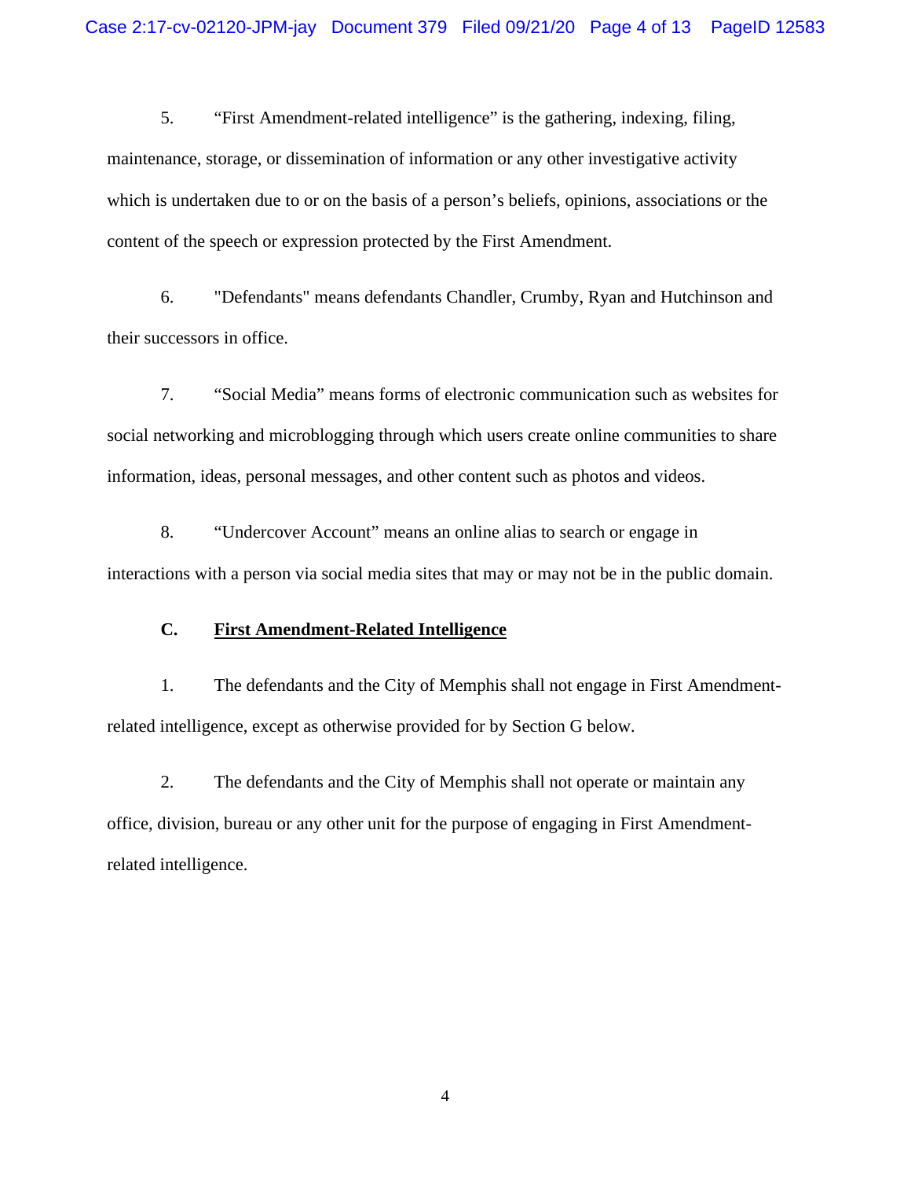5. "First Amendment-related intelligence" is the gathering, indexing, filing, maintenance, storage, or dissemination of information or any other investigative activity which is undertaken due to or on the basis of a person's beliefs, opinions, associations or the content of the speech or expression protected by the First Amendment.

6. "Defendants" means defendants Chandler, Crumby, Ryan and Hutchinson and their successors in office.

7. "Social Media" means forms of electronic communication such as websites for social networking and microblogging through which users create online communities to share information, ideas, personal messages, and other content such as photos and videos.

8. "Undercover Account" means an online alias to search or engage in interactions with a person via social media sites that may or may not be in the public domain.

### C. First Amendment-Related Intelligence

1. The defendants and the City of Memphis shall not engage in First Amendment-related intelligence, except as otherwise provided for by Section G below.

2. The defendants and the City of Memphis shall not operate or maintain any office, division, bureau or any other unit for the purpose of engaging in First Amendment-related intelligence.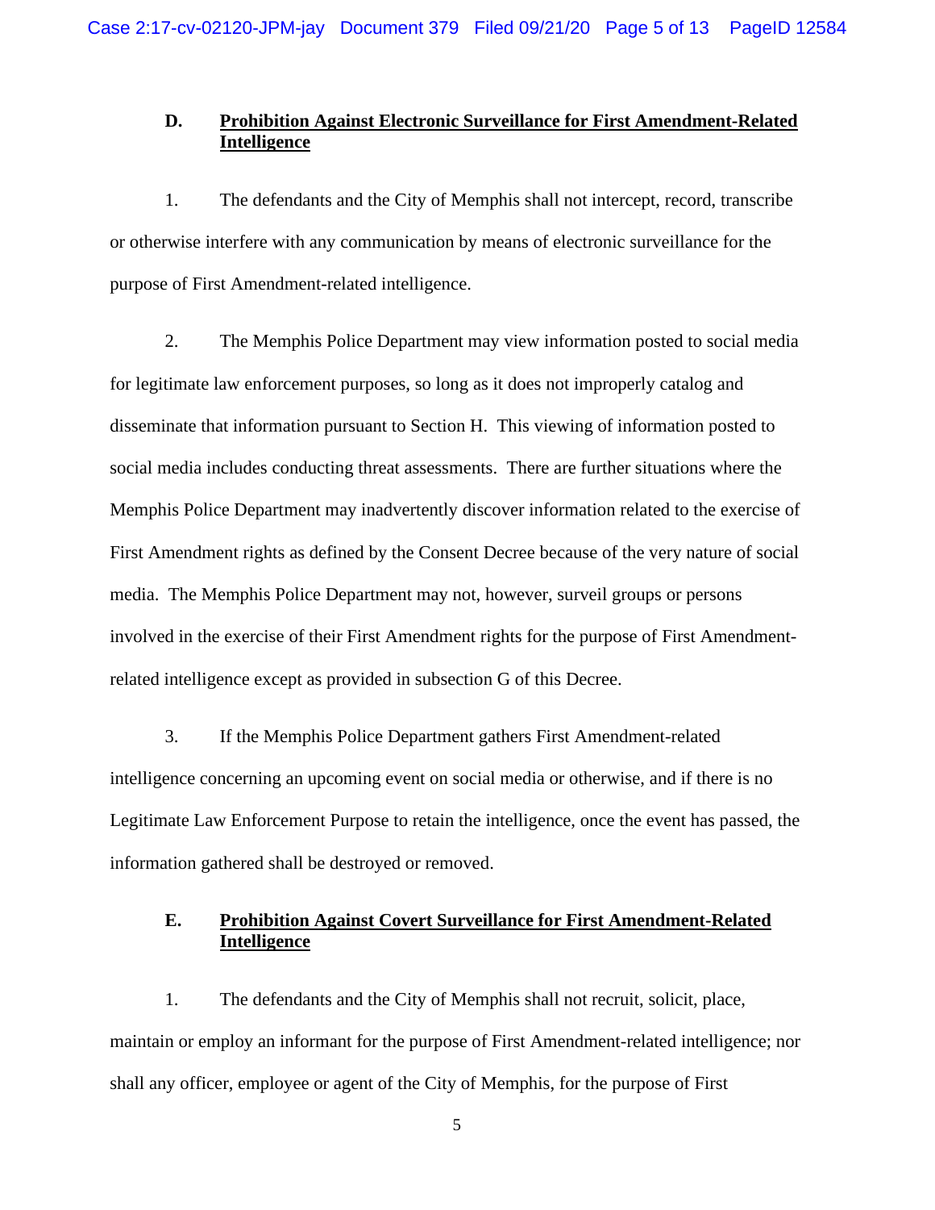### D. **Prohibition Against Electronic Surveillance for First Amendment-Related Intelligence**

1. The defendants and the City of Memphis shall not intercept, record, transcribe or otherwise interfere with any communication by means of electronic surveillance for the purpose of First Amendment-related intelligence.

2. The Memphis Police Department may view information posted to social media for legitimate law enforcement purposes, so long as it does not improperly catalog and disseminate that information pursuant to Section H. This viewing of information posted to social media includes conducting threat assessments. There are further situations where the Memphis Police Department may inadvertently discover information related to the exercise of First Amendment rights as defined by the Consent Decree because of the very nature of social media. The Memphis Police Department may not, however, surveil groups or persons involved in the exercise of their First Amendment rights for the purpose of First Amendment-related intelligence except as provided in subsection G of this Decree.

3. If the Memphis Police Department gathers First Amendment-related intelligence concerning an upcoming event on social media or otherwise, and if there is no Legitimate Law Enforcement Purpose to retain the intelligence, once the event has passed, the information gathered shall be destroyed or removed.

### E. **Prohibition Against Covert Surveillance for First Amendment-Related Intelligence**

1. The defendants and the City of Memphis shall not recruit, solicit, place, maintain or employ an informant for the purpose of First Amendment-related intelligence; nor shall any officer, employee or agent of the City of Memphis, for the purpose of First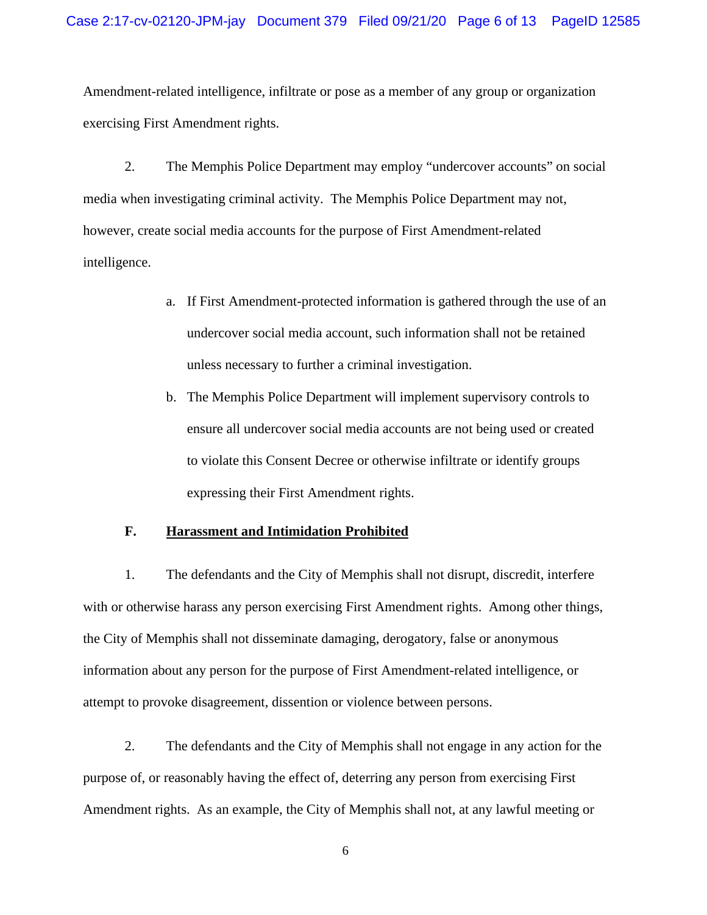Amendment-related intelligence, infiltrate or pose as a member of any group or organization exercising First Amendment rights.

2. The Memphis Police Department may employ “undercover accounts” on social media when investigating criminal activity. The Memphis Police Department may not, however, create social media accounts for the purpose of First Amendment-related intelligence.

a. If First Amendment-protected information is gathered through the use of an undercover social media account, such information shall not be retained unless necessary to further a criminal investigation.

b. The Memphis Police Department will implement supervisory controls to ensure all undercover social media accounts are not being used or created to violate this Consent Decree or otherwise infiltrate or identify groups expressing their First Amendment rights.

### F. <u>Harassment and Intimidation Prohibited</u>

1. The defendants and the City of Memphis shall not disrupt, discredit, interfere with or otherwise harass any person exercising First Amendment rights. Among other things, the City of Memphis shall not disseminate damaging, derogatory, false or anonymous information about any person for the purpose of First Amendment-related intelligence, or attempt to provoke disagreement, dissention or violence between persons.

2. The defendants and the City of Memphis shall not engage in any action for the purpose of, or reasonably having the effect of, deterring any person from exercising First Amendment rights. As an example, the City of Memphis shall not, at any lawful meeting or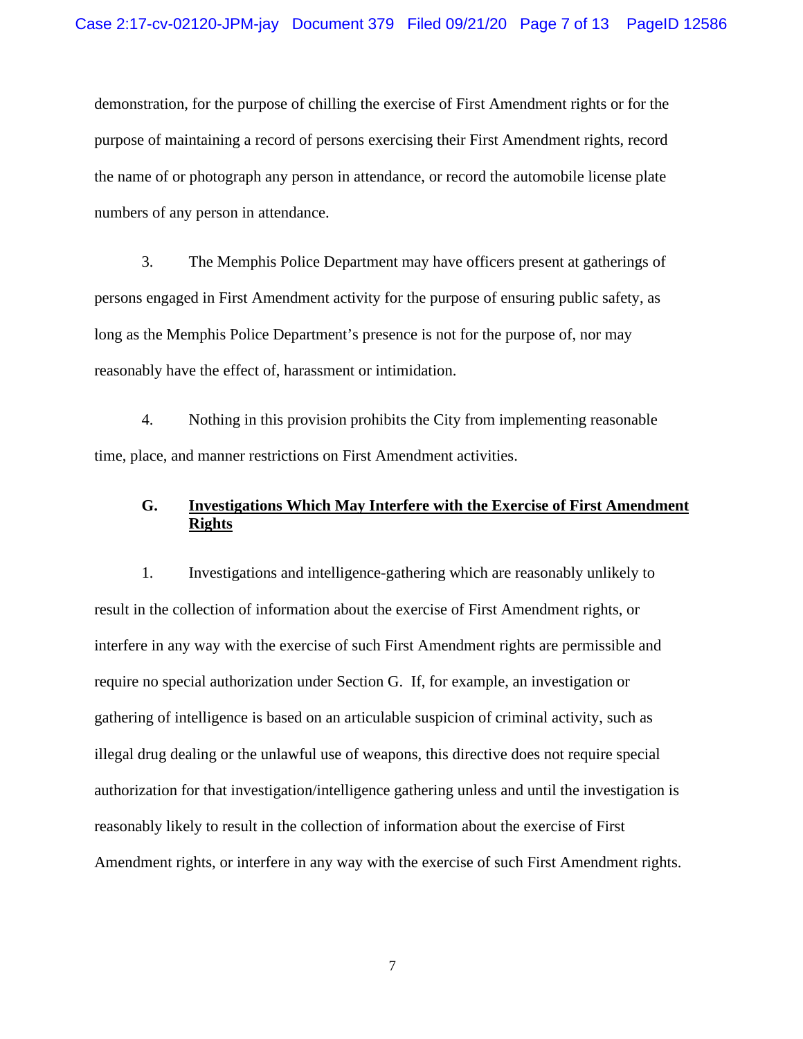demonstration, for the purpose of chilling the exercise of First Amendment rights or for the purpose of maintaining a record of persons exercising their First Amendment rights, record the name of or photograph any person in attendance, or record the automobile license plate numbers of any person in attendance.

3. The Memphis Police Department may have officers present at gatherings of persons engaged in First Amendment activity for the purpose of ensuring public safety, as long as the Memphis Police Department's presence is not for the purpose of, nor may reasonably have the effect of, harassment or intimidation.

4. Nothing in this provision prohibits the City from implementing reasonable time, place, and manner restrictions on First Amendment activities.

### G. <u>Investigations Which May Interfere with the Exercise of First Amendment Rights</u>

1. Investigations and intelligence-gathering which are reasonably unlikely to result in the collection of information about the exercise of First Amendment rights, or interfere in any way with the exercise of such First Amendment rights are permissible and require no special authorization under Section G. If, for example, an investigation or gathering of intelligence is based on an articulable suspicion of criminal activity, such as illegal drug dealing or the unlawful use of weapons, this directive does not require special authorization for that investigation/intelligence gathering unless and until the investigation is reasonably likely to result in the collection of information about the exercise of First Amendment rights, or interfere in any way with the exercise of such First Amendment rights.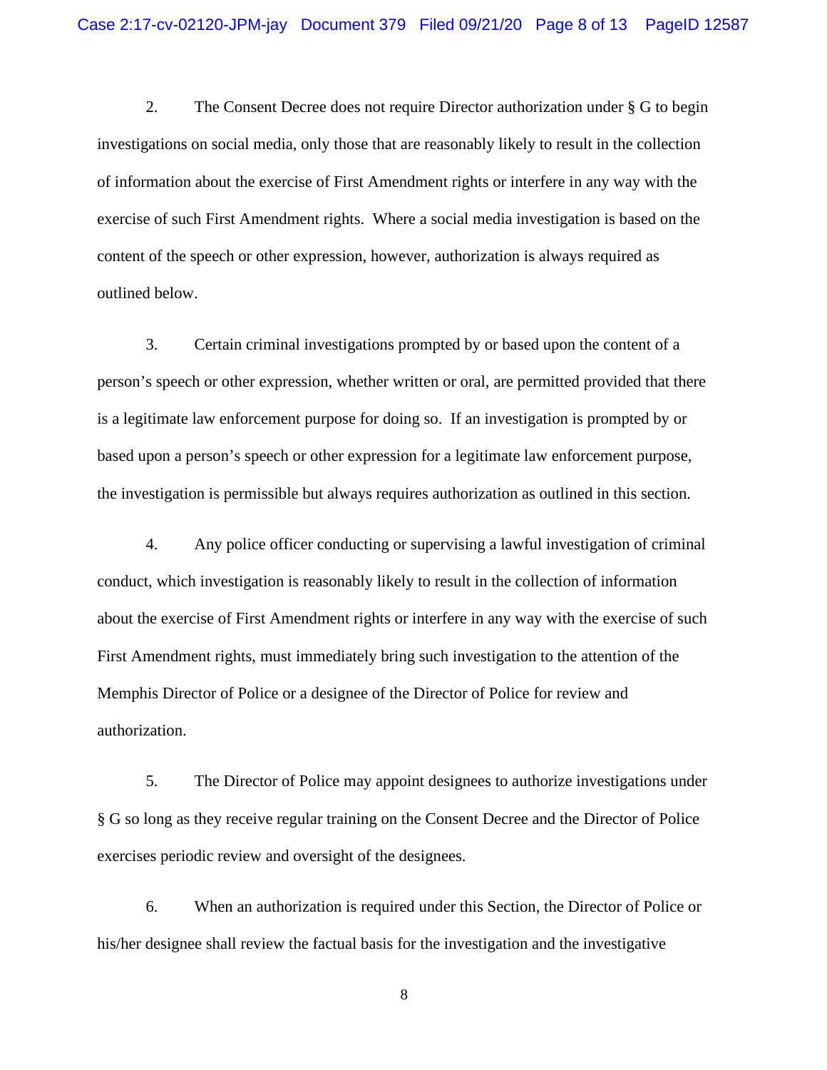2. The Consent Decree does not require Director authorization under § G to begin investigations on social media, only those that are reasonably likely to result in the collection of information about the exercise of First Amendment rights or interfere in any way with the exercise of such First Amendment rights. Where a social media investigation is based on the content of the speech or other expression, however, authorization is always required as outlined below.

3. Certain criminal investigations prompted by or based upon the content of a person's speech or other expression, whether written or oral, are permitted provided that there is a legitimate law enforcement purpose for doing so. If an investigation is prompted by or based upon a person's speech or other expression for a legitimate law enforcement purpose, the investigation is permissible but always requires authorization as outlined in this section.

4. Any police officer conducting or supervising a lawful investigation of criminal conduct, which investigation is reasonably likely to result in the collection of information about the exercise of First Amendment rights or interfere in any way with the exercise of such First Amendment rights, must immediately bring such investigation to the attention of the Memphis Director of Police or a designee of the Director of Police for review and authorization.

5. The Director of Police may appoint designees to authorize investigations under § G so long as they receive regular training on the Consent Decree and the Director of Police exercises periodic review and oversight of the designees.

6. When an authorization is required under this Section, the Director of Police or his/her designee shall review the factual basis for the investigation and the investigative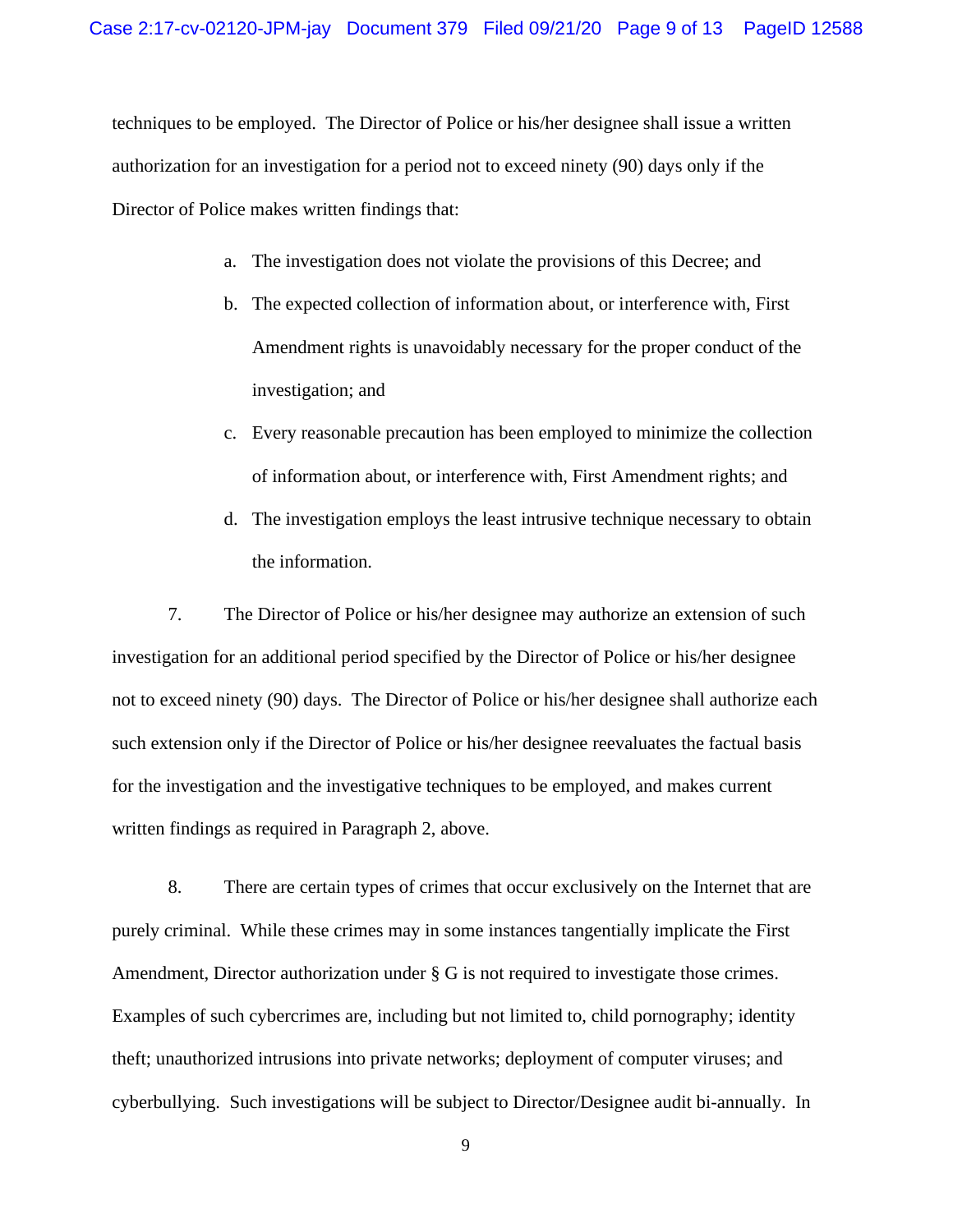techniques to be employed. The Director of Police or his/her designee shall issue a written authorization for an investigation for a period not to exceed ninety (90) days only if the Director of Police makes written findings that:

a. The investigation does not violate the provisions of this Decree; and

b. The expected collection of information about, or interference with, First Amendment rights is unavoidably necessary for the proper conduct of the investigation; and

c. Every reasonable precaution has been employed to minimize the collection of information about, or interference with, First Amendment rights; and

d. The investigation employs the least intrusive technique necessary to obtain the information.

7. The Director of Police or his/her designee may authorize an extension of such investigation for an additional period specified by the Director of Police or his/her designee not to exceed ninety (90) days. The Director of Police or his/her designee shall authorize each such extension only if the Director of Police or his/her designee reevaluates the factual basis for the investigation and the investigative techniques to be employed, and makes current written findings as required in Paragraph 2, above.

8. There are certain types of crimes that occur exclusively on the Internet that are purely criminal. While these crimes may in some instances tangentially implicate the First Amendment, Director authorization under § G is not required to investigate those crimes. Examples of such cybercrimes are, including but not limited to, child pornography; identity theft; unauthorized intrusions into private networks; deployment of computer viruses; and cyberbullying. Such investigations will be subject to Director/Designee audit bi-annually. In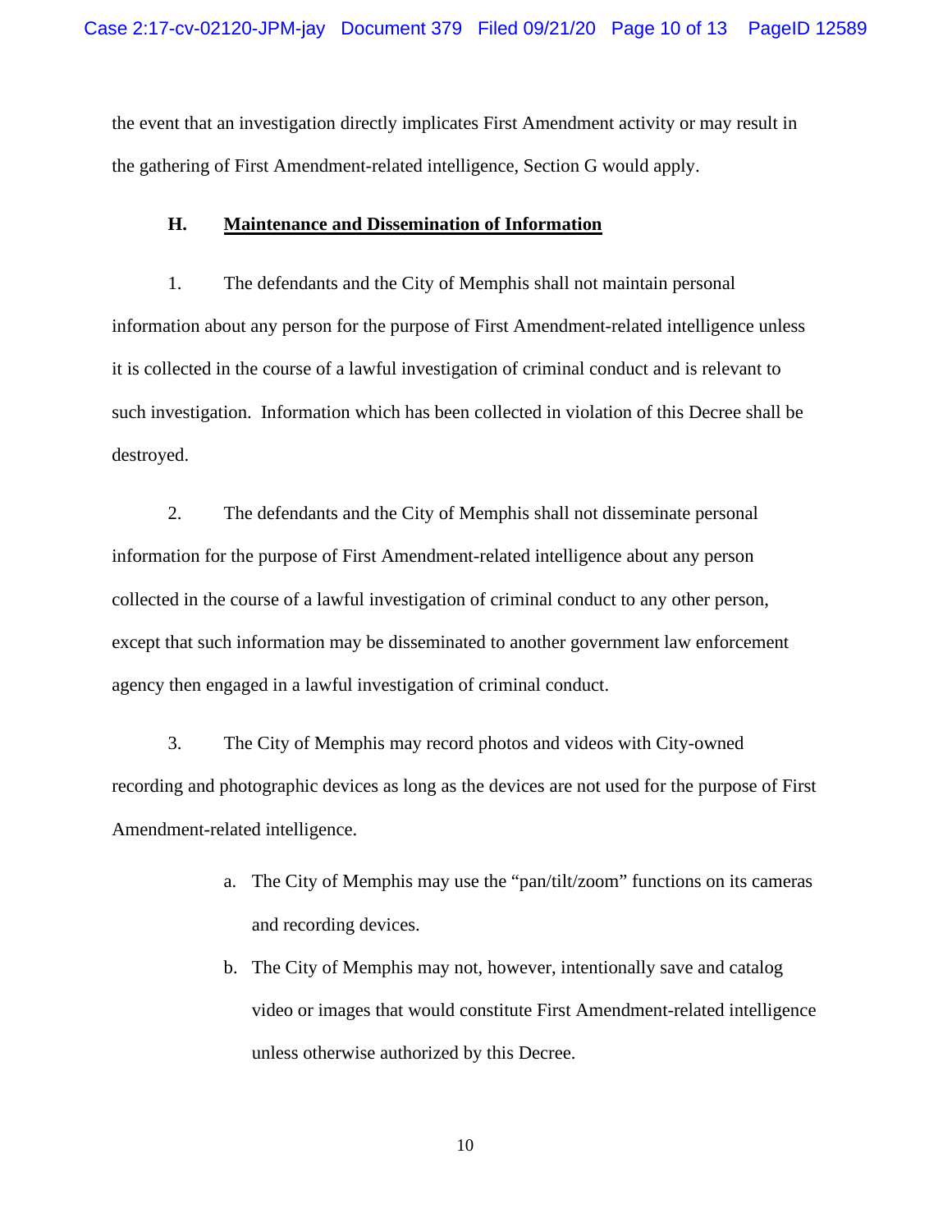the event that an investigation directly implicates First Amendment activity or may result in the gathering of First Amendment-related intelligence, Section G would apply.

### H. Maintenance and Dissemination of Information

1. The defendants and the City of Memphis shall not maintain personal information about any person for the purpose of First Amendment-related intelligence unless it is collected in the course of a lawful investigation of criminal conduct and is relevant to such investigation. Information which has been collected in violation of this Decree shall be destroyed.

2. The defendants and the City of Memphis shall not disseminate personal information for the purpose of First Amendment-related intelligence about any person collected in the course of a lawful investigation of criminal conduct to any other person, except that such information may be disseminated to another government law enforcement agency then engaged in a lawful investigation of criminal conduct.

3. The City of Memphis may record photos and videos with City-owned recording and photographic devices as long as the devices are not used for the purpose of First Amendment-related intelligence.

   a. The City of Memphis may use the "pan/tilt/zoom" functions on its cameras and recording devices.

   b. The City of Memphis may not, however, intentionally save and catalog video or images that would constitute First Amendment-related intelligence unless otherwise authorized by this Decree.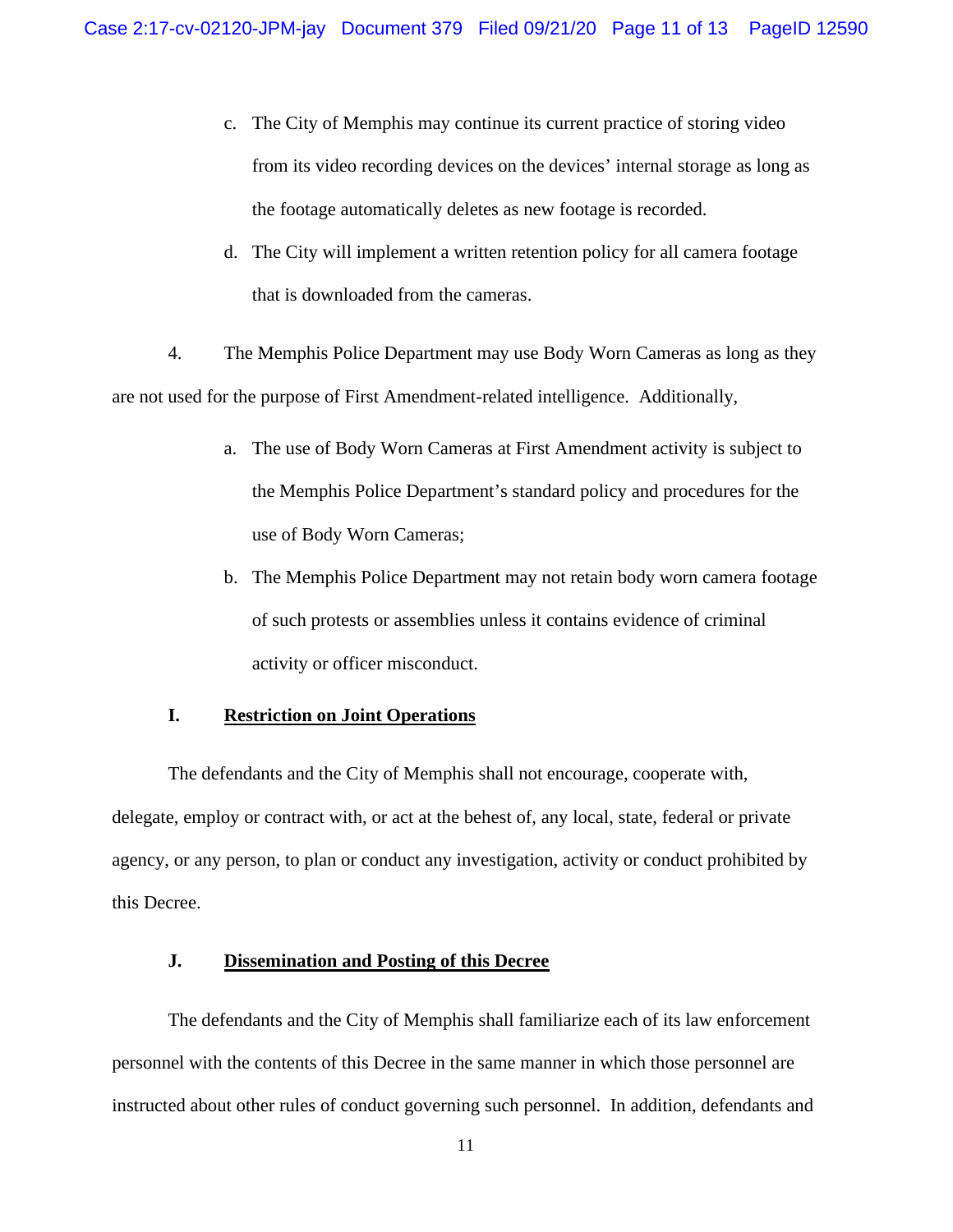c. The City of Memphis may continue its current practice of storing video from its video recording devices on the devices' internal storage as long as the footage automatically deletes as new footage is recorded.

d. The City will implement a written retention policy for all camera footage that is downloaded from the cameras.

4. The Memphis Police Department may use Body Worn Cameras as long as they are not used for the purpose of First Amendment-related intelligence. Additionally,

a. The use of Body Worn Cameras at First Amendment activity is subject to the Memphis Police Department's standard policy and procedures for the use of Body Worn Cameras;

b. The Memphis Police Department may not retain body worn camera footage of such protests or assemblies unless it contains evidence of criminal activity or officer misconduct.

## I. Restriction on Joint Operations

The defendants and the City of Memphis shall not encourage, cooperate with, delegate, employ or contract with, or act at the behest of, any local, state, federal or private agency, or any person, to plan or conduct any investigation, activity or conduct prohibited by this Decree.

## J. Dissemination and Posting of this Decree

The defendants and the City of Memphis shall familiarize each of its law enforcement personnel with the contents of this Decree in the same manner in which those personnel are instructed about other rules of conduct governing such personnel. In addition, defendants and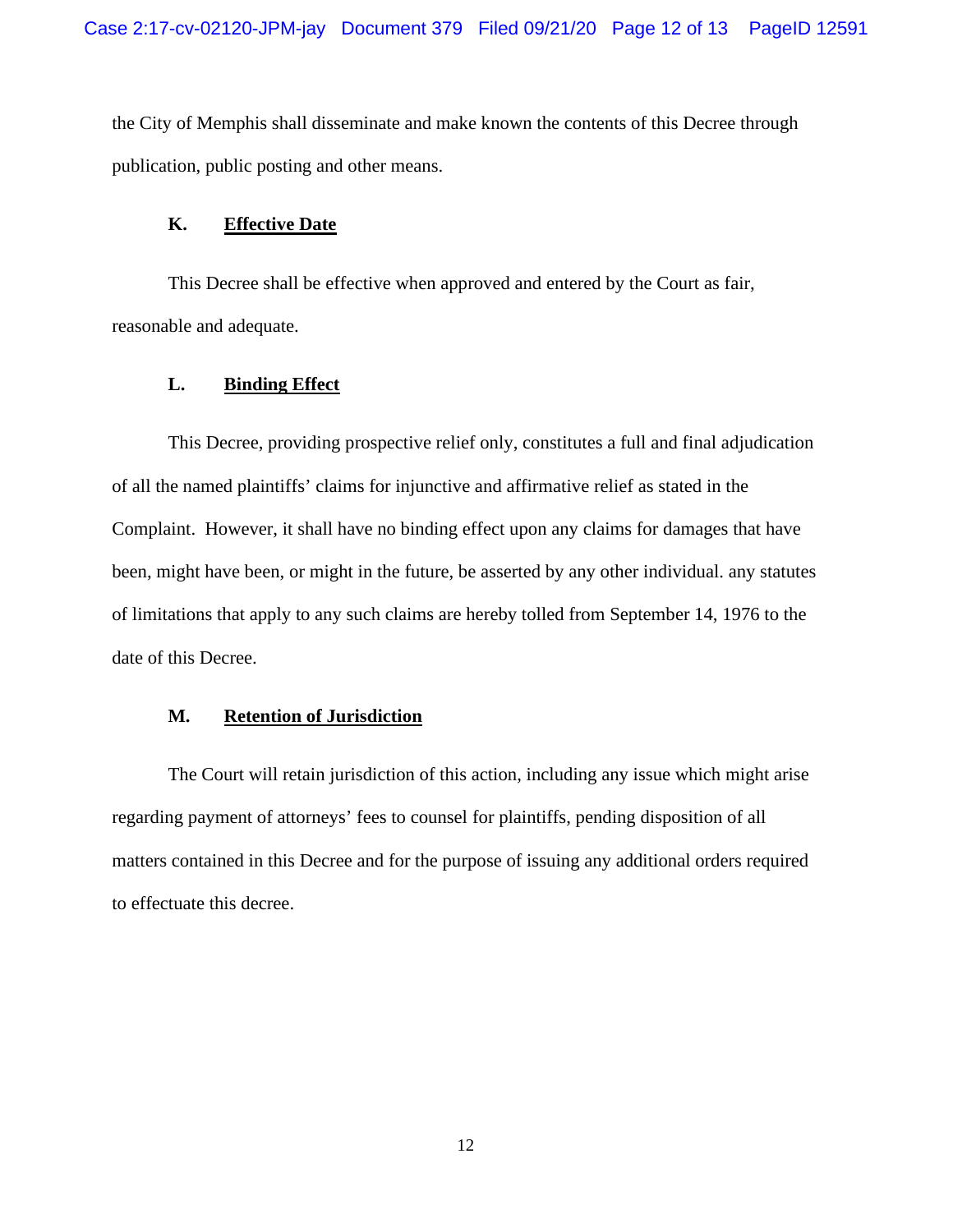the City of Memphis shall disseminate and make known the contents of this Decree through publication, public posting and other means.

### K. **Effective Date**

This Decree shall be effective when approved and entered by the Court as fair, reasonable and adequate.

### L. **Binding Effect**

This Decree, providing prospective relief only, constitutes a full and final adjudication of all the named plaintiffs' claims for injunctive and affirmative relief as stated in the Complaint. However, it shall have no binding effect upon any claims for damages that have been, might have been, or might in the future, be asserted by any other individual. any statutes of limitations that apply to any such claims are hereby tolled from September 14, 1976 to the date of this Decree.

### M. **Retention of Jurisdiction**

The Court will retain jurisdiction of this action, including any issue which might arise regarding payment of attorneys' fees to counsel for plaintiffs, pending disposition of all matters contained in this Decree and for the purpose of issuing any additional orders required to effectuate this decree.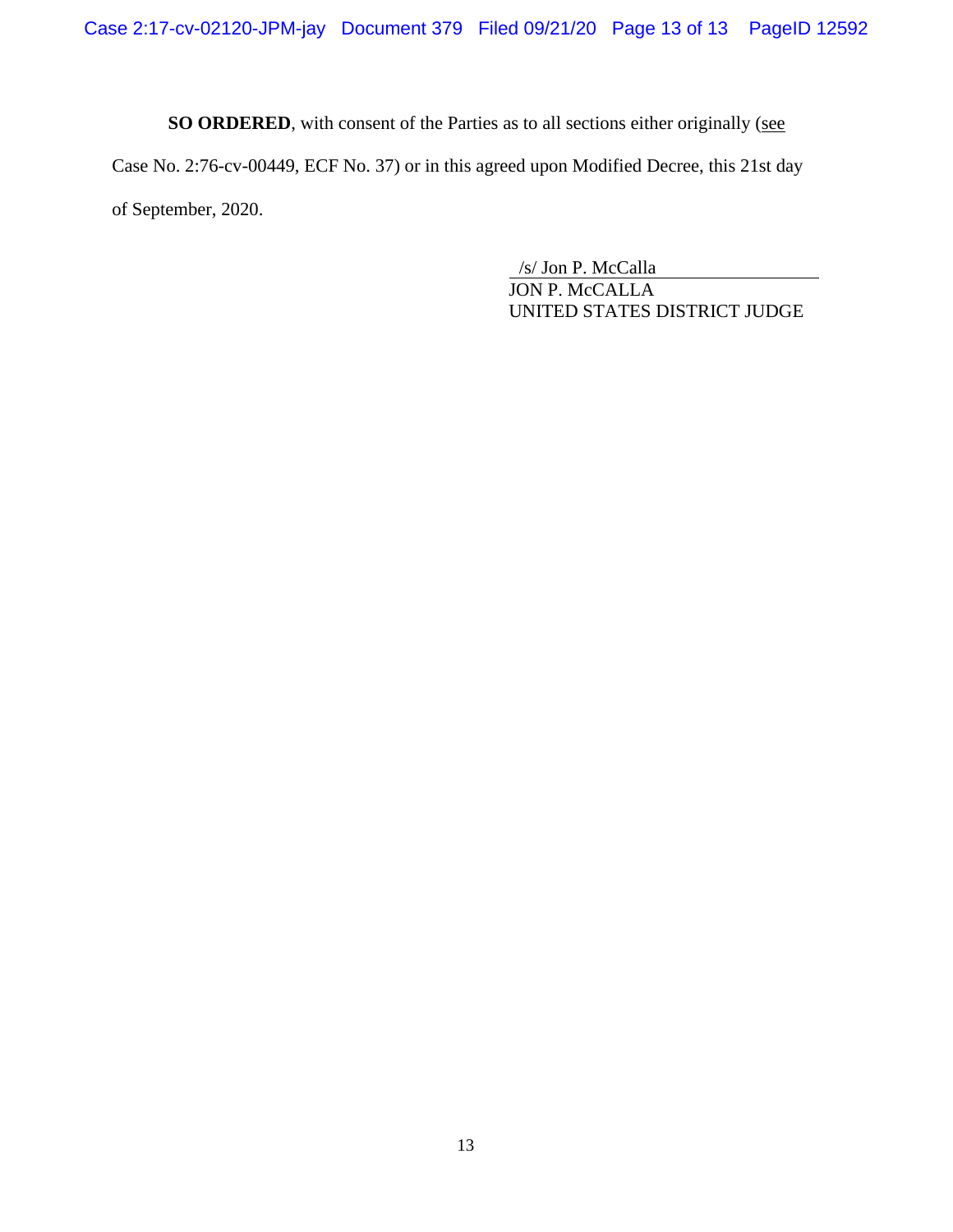**SO ORDERED**, with consent of the Parties as to all sections either originally (see Case No. 2:76-cv-00449, ECF No. 37) or in this agreed upon Modified Decree, this 21st day of September, 2020.

/s/ Jon P. McCalla
JON P. McCALLA
UNITED STATES DISTRICT JUDGE